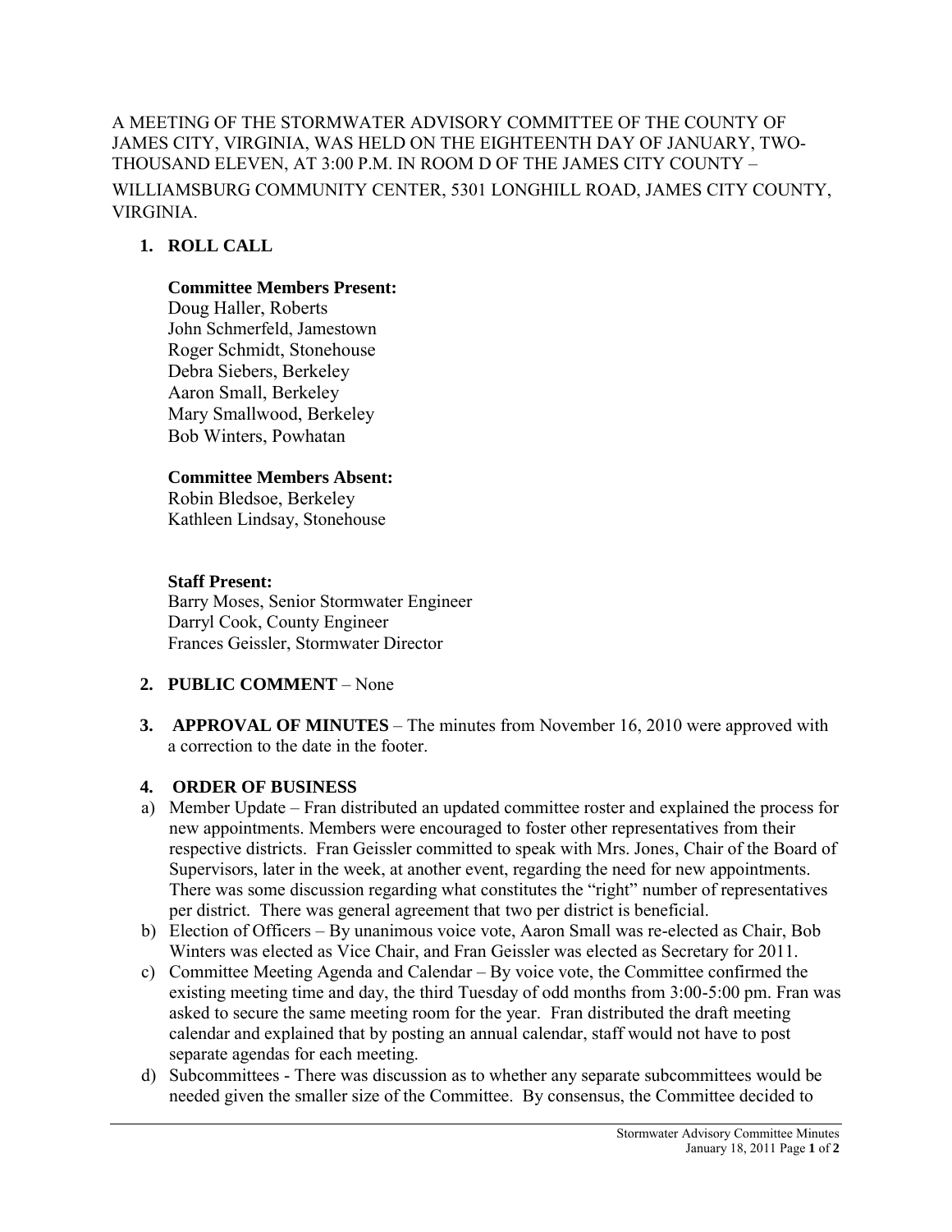A MEETING OF THE STORMWATER ADVISORY COMMITTEE OF THE COUNTY OF JAMES CITY, VIRGINIA, WAS HELD ON THE EIGHTEENTH DAY OF JANUARY, TWO-THOUSAND ELEVEN, AT 3:00 P.M. IN ROOM D OF THE JAMES CITY COUNTY – WILLIAMSBURG COMMUNITY CENTER, 5301 LONGHILL ROAD, JAMES CITY COUNTY, VIRGINIA.

1. **ROLL CALL**

   **Committee Members Present:**
   Doug Haller, Roberts
   John Schmerfeld, Jamestown
   Roger Schmidt, Stonehouse
   Debra Siebers, Berkeley
   Aaron Small, Berkeley
   Mary Smallwood, Berkeley
   Bob Winters, Powhatan

   **Committee Members Absent:**
   Robin Bledsoe, Berkeley
   Kathleen Lindsay, Stonehouse

   **Staff Present:**
   Barry Moses, Senior Stormwater Engineer
   Darryl Cook, County Engineer
   Frances Geissler, Stormwater Director

2. **PUBLIC COMMENT** – None

3. **APPROVAL OF MINUTES** – The minutes from November 16, 2010 were approved with a correction to the date in the footer.

4. **ORDER OF BUSINESS**

a) Member Update – Fran distributed an updated committee roster and explained the process for new appointments. Members were encouraged to foster other representatives from their respective districts. Fran Geissler committed to speak with Mrs. Jones, Chair of the Board of Supervisors, later in the week, at another event, regarding the need for new appointments. There was some discussion regarding what constitutes the "right" number of representatives per district. There was general agreement that two per district is beneficial.

b) Election of Officers – By unanimous voice vote, Aaron Small was re-elected as Chair, Bob Winters was elected as Vice Chair, and Fran Geissler was elected as Secretary for 2011.

c) Committee Meeting Agenda and Calendar – By voice vote, the Committee confirmed the existing meeting time and day, the third Tuesday of odd months from 3:00-5:00 pm. Fran was asked to secure the same meeting room for the year. Fran distributed the draft meeting calendar and explained that by posting an annual calendar, staff would not have to post separate agendas for each meeting.

d) Subcommittees - There was discussion as to whether any separate subcommittees would be needed given the smaller size of the Committee. By consensus, the Committee decided to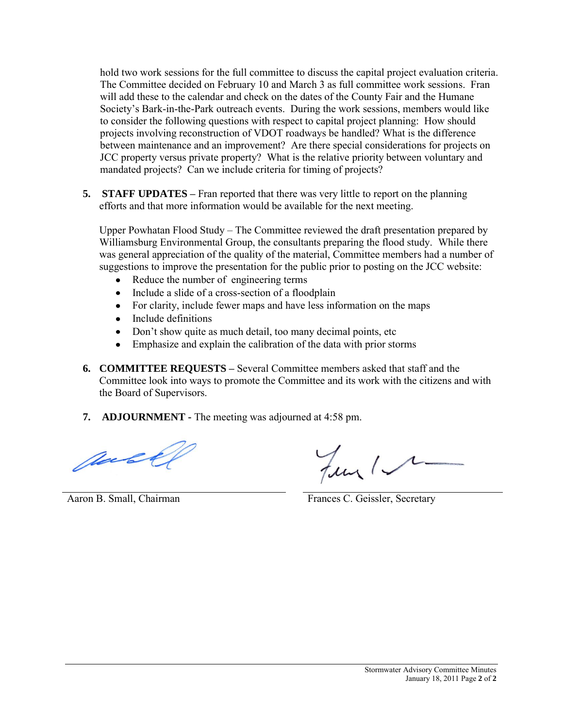hold two work sessions for the full committee to discuss the capital project evaluation criteria. The Committee decided on February 10 and March 3 as full committee work sessions. Fran will add these to the calendar and check on the dates of the County Fair and the Humane Society's Bark-in-the-Park outreach events. During the work sessions, members would like to consider the following questions with respect to capital project planning: How should projects involving reconstruction of VDOT roadways be handled? What is the difference between maintenance and an improvement? Are there special considerations for projects on JCC property versus private property? What is the relative priority between voluntary and mandated projects? Can we include criteria for timing of projects?

5. **STAFF UPDATES** – Fran reported that there was very little to report on the planning efforts and that more information would be available for the next meeting.

   Upper Powhatan Flood Study – The Committee reviewed the draft presentation prepared by Williamsburg Environmental Group, the consultants preparing the flood study. While there was general appreciation of the quality of the material, Committee members had a number of suggestions to improve the presentation for the public prior to posting on the JCC website:

   - Reduce the number of engineering terms
   - Include a slide of a cross-section of a floodplain
   - For clarity, include fewer maps and have less information on the maps
   - Include definitions
   - Don't show quite as much detail, too many decimal points, etc
   - Emphasize and explain the calibration of the data with prior storms

6. **COMMITTEE REQUESTS** – Several Committee members asked that staff and the Committee look into ways to promote the Committee and its work with the citizens and with the Board of Supervisors.

7. **ADJOURNMENT** - The meeting was adjourned at 4:58 pm.

Aaron B. Small, Chairman

Frances C. Geissler, Secretary